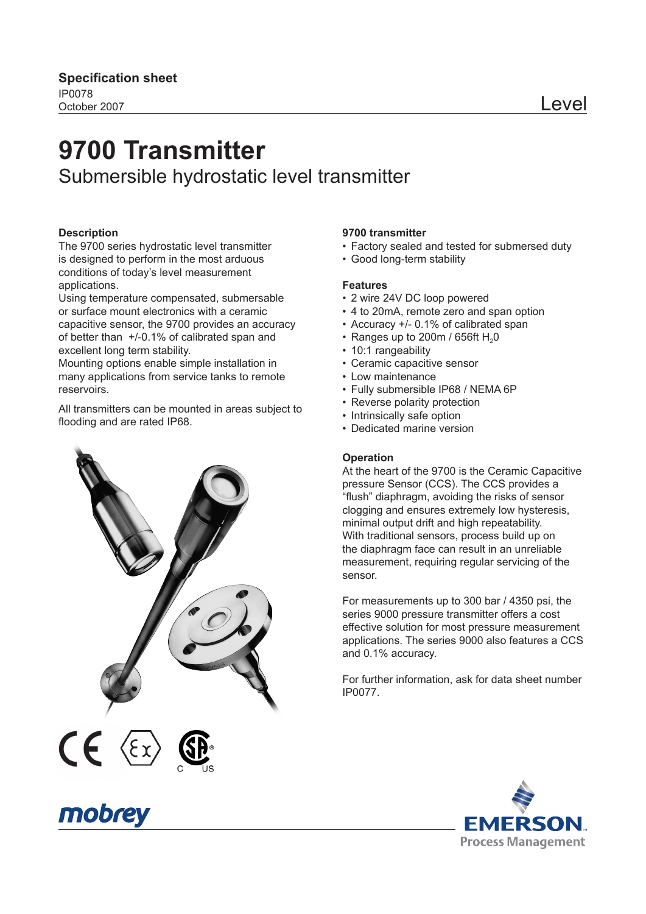**Specification sheet**
IP0078
October 2007

Level

# 9700 Transmitter

## Submersible hydrostatic level transmitter

### Description

The 9700 series hydrostatic level transmitter is designed to perform in the most arduous conditions of today's level measurement applications.
Using temperature compensated, submersable or surface mount electronics with a ceramic capacitive sensor, the 9700 provides an accuracy of better than +/-0.1% of calibrated span and excellent long term stability.
Mounting options enable simple installation in many applications from service tanks to remote reservoirs.

All transmitters can be mounted in areas subject to flooding and are rated IP68.

### 9700 transmitter

- Factory sealed and tested for submersed duty
- Good long-term stability

### Features

- 2 wire 24V DC loop powered
- 4 to 20mA, remote zero and span option
- Accuracy +/- 0.1% of calibrated span
- Ranges up to 200m / 656ft $H_20$
- 10:1 rangeability
- Ceramic capacitive sensor
- Low maintenance
- Fully submersible IP68 / NEMA 6P
- Reverse polarity protection
- Intrinsically safe option
- Dedicated marine version

### Operation

At the heart of the 9700 is the Ceramic Capacitive pressure Sensor (CCS). The CCS provides a "flush" diaphragm, avoiding the risks of sensor clogging and ensures extremely low hysteresis, minimal output drift and high repeatability.
With traditional sensors, process build up on the diaphragm face can result in an unreliable measurement, requiring regular servicing of the sensor.

For measurements up to 300 bar / 4350 psi, the series 9000 pressure transmitter offers a cost effective solution for most pressure measurement applications. The series 9000 also features a CCS and 0.1% accuracy.

For further information, ask for data sheet number IP0077.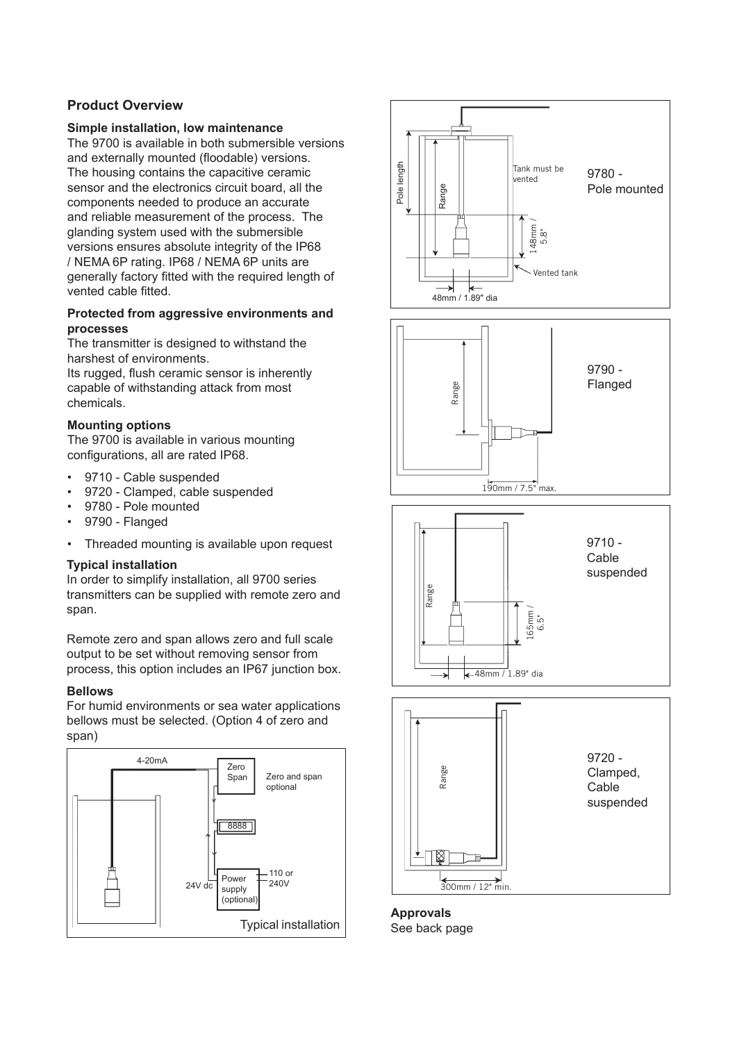## Product Overview

### Simple installation, low maintenance

The 9700 is available in both submersible versions and externally mounted (floodable) versions. The housing contains the capacitive ceramic sensor and the electronics circuit board, all the components needed to produce an accurate and reliable measurement of the process. The glanding system used with the submersible versions ensures absolute integrity of the IP68 / NEMA 6P rating. IP68 / NEMA 6P units are generally factory fitted with the required length of vented cable fitted.

### Protected from aggressive environments and processes

The transmitter is designed to withstand the harshest of environments.
Its rugged, flush ceramic sensor is inherently capable of withstanding attack from most chemicals.

### Mounting options

The 9700 is available in various mounting configurations, all are rated IP68.

- 9710 - Cable suspended
- 9720 - Clamped, cable suspended
- 9780 - Pole mounted
- 9790 - Flanged
- Threaded mounting is available upon request

### Typical installation

In order to simplify installation, all 9700 series transmitters can be supplied with remote zero and span.

Remote zero and span allows zero and full scale output to be set without removing sensor from process, this option includes an IP67 junction box.

### Bellows

For humid environments or sea water applications bellows must be selected. (Option 4 of zero and span)

4-20mA | Zero Span | Zero and span optional | 8888 | 24V dc | Power supply (optional) | 110 or 240V

Typical installation

Pole length | Range | Tank must be vented | 148mm / 5.8" | Vented tank | 48mm / 1.89" dia

9780 - Pole mounted

Range | 190mm / 7.5" max.

9790 - Flanged

Range | 165mm / 6.5" | 48mm / 1.89" dia

9710 - Cable suspended

Range | 300mm / 12" min.

9720 - Clamped, Cable suspended

**Approvals**
See back page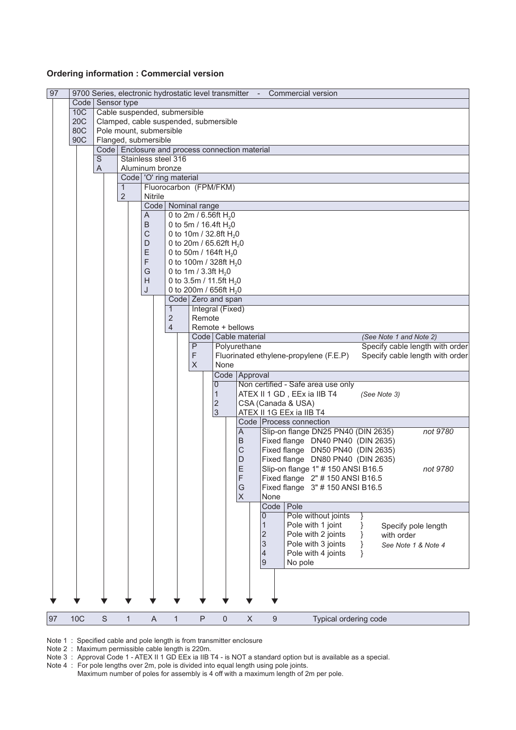## Ordering information : Commercial version

**97** — 9700 Series, electronic hydrostatic level transmitter - Commercial version

| Code | Sensor type |
|---|---|
| 10C | Cable suspended, submersible |
| 20C | Clamped, cable suspended, submersible |
| 80C | Pole mount, submersible |
| 90C | Flanged, submersible |

| Code | Enclosure and process connection material |
|---|---|
| S | Stainless steel 316 |
| A | Aluminum bronze |

| Code | 'O' ring material |
|---|---|
| 1 | Fluorocarbon (FPM/FKM) |
| 2 | Nitrile |

| Code | Nominal range |
|---|---|
| A | 0 to 2m / 6.56ft $H_20$ |
| B | 0 to 5m / 16.4ft $H_20$ |
| C | 0 to 10m / 32.8ft $H_20$ |
| D | 0 to 20m / 65.62ft $H_20$ |
| E | 0 to 50m / 164ft $H_20$ |
| F | 0 to 100m / 328ft $H_20$ |
| G | 0 to 1m / 3.3ft $H_20$ |
| H | 0 to 3.5m / 11.5ft $H_20$ |
| J | 0 to 200m / 656ft $H_20$ |

| Code | Zero and span |
|---|---|
| 1 | Integral (Fixed) |
| 2 | Remote |
| 4 | Remote + bellows |

| Code | Cable material | *(See Note 1 and Note 2)* |
|---|---|---|
| P | Polyurethane | Specify cable length with order |
| F | Fluorinated ethylene-propylene (F.E.P) | Specify cable length with order |
| X | None | |

| Code | Approval | |
|---|---|---|
| 0 | Non certified - Safe area use only | |
| 1 | ATEX II 1 GD , EEx ia IIB T4 | *(See Note 3)* |
| 2 | CSA (Canada & USA) | |
| 3 | ATEX II 1G EEx ia IIB T4 | |

| Code | Process connection | |
|---|---|---|
| A | Slip-on flange DN25 PN40 (DIN 2635) | *not 9780* |
| B | Fixed flange DN40 PN40 (DIN 2635) | |
| C | Fixed flange DN50 PN40 (DIN 2635) | |
| D | Fixed flange DN80 PN40 (DIN 2635) | |
| E | Slip-on flange 1" # 150 ANSI B16.5 | *not 9780* |
| F | Fixed flange 2" # 150 ANSI B16.5 | |
| G | Fixed flange 3" # 150 ANSI B16.5 | |
| X | None | |

| Code | Pole | |
|---|---|---|
| 0 | Pole without joints | Specify pole length with order *See Note 1 & Note 4* |
| 1 | Pole with 1 joint | |
| 2 | Pole with 2 joints | |
| 3 | Pole with 3 joints | |
| 4 | Pole with 4 joints | |
| 9 | No pole | |

| 97 | 10C | S | 1 | A | 1 | P | 0 | X | 9 | Typical ordering code |
|---|---|---|---|---|---|---|---|---|---|---|

Note 1 : Specified cable and pole length is from transmitter enclosure

Note 2 : Maximum permissible cable length is 220m.

Note 3 : Approval Code 1 - ATEX II 1 GD EEx ia IIB T4 - is NOT a standard option but is available as a special.

Note 4 : For pole lengths over 2m, pole is divided into equal length using pole joints.
Maximum number of poles for assembly is 4 off with a maximum length of 2m per pole.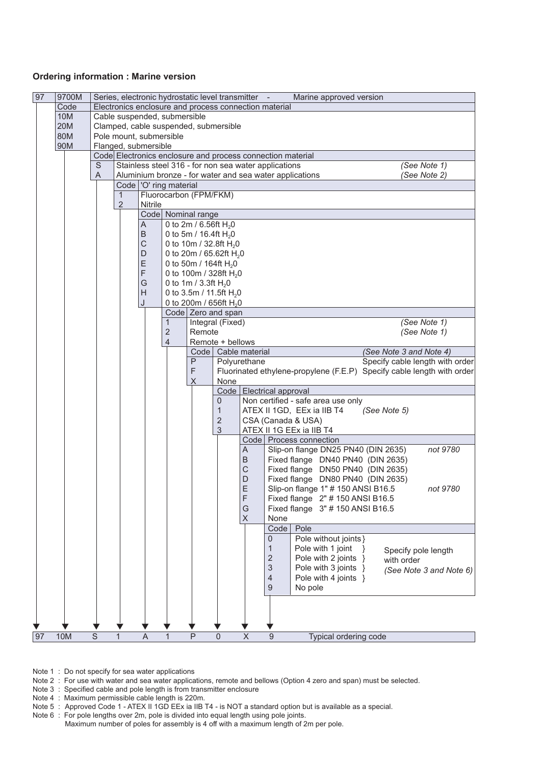## Ordering information : Marine version

| 97 | 9700M | Series, electronic hydrostatic level transmitter - Marine approved version |
|---|---|---|
| | **Code** | **Electronics enclosure and process connection material** |
| | 10M | Cable suspended, submersible |
| | 20M | Clamped, cable suspended, submersible |
| | 80M | Pole mount, submersible |
| | 90M | Flanged, submersible |

| Code | Electronics enclosure and process connection material | |
|---|---|---|
| S | Stainless steel 316 - for non sea water applications | *(See Note 1)* |
| A | Aluminium bronze - for water and sea water applications | *(See Note 2)* |

| Code | 'O' ring material |
|---|---|
| 1 | Fluorocarbon (FPM/FKM) |
| 2 | Nitrile |

| Code | Nominal range |
|---|---|
| A | 0 to 2m / 6.56ft $H_20$ |
| B | 0 to 5m / 16.4ft $H_20$ |
| C | 0 to 10m / 32.8ft $H_20$ |
| D | 0 to 20m / 65.62ft $H_20$ |
| E | 0 to 50m / 164ft $H_20$ |
| F | 0 to 100m / 328ft $H_20$ |
| G | 0 to 1m / 3.3ft $H_20$ |
| H | 0 to 3.5m / 11.5ft $H_20$ |
| J | 0 to 200m / 656ft $H_20$ |

| Code | Zero and span | |
|---|---|---|
| 1 | Integral (Fixed) | *(See Note 1)* |
| 2 | Remote | *(See Note 1)* |
| 4 | Remote + bellows | |

| Code | Cable material | *(See Note 3 and Note 4)* |
|---|---|---|
| P | Polyurethane | Specify cable length with order |
| F | Fluorinated ethylene-propylene (F.E.P) | Specify cable length with order |
| X | None | |

| Code | Electrical approval |
|---|---|
| 0 | Non certified - safe area use only |
| 1 | ATEX II 1GD, EEx ia IIB T4 *(See Note 5)* |
| 2 | CSA (Canada & USA) |
| 3 | ATEX II 1G EEx ia IIB T4 |

| Code | Process connection | |
|---|---|---|
| A | Slip-on flange DN25 PN40 (DIN 2635) | not 9780 |
| B | Fixed flange DN40 PN40 (DIN 2635) | |
| C | Fixed flange DN50 PN40 (DIN 2635) | |
| D | Fixed flange DN80 PN40 (DIN 2635) | |
| E | Slip-on flange 1" # 150 ANSI B16.5 | not 9780 |
| F | Fixed flange 2" # 150 ANSI B16.5 | |
| G | Fixed flange 3" # 150 ANSI B16.5 | |
| X | None | |

| Code | Pole | |
|---|---|---|
| 0 | Pole without joints | Specify pole length with order *(See Note 3 and Note 6)* |
| 1 | Pole with 1 joint | |
| 2 | Pole with 2 joints | |
| 3 | Pole with 3 joints | |
| 4 | Pole with 4 joints | |
| 9 | No pole | |

| 97 | 10M | S | 1 | A | 1 | P | 0 | X | 9 | Typical ordering code |
|---|---|---|---|---|---|---|---|---|---|---|

Note 1 : Do not specify for sea water applications

Note 2 : For use with water and sea water applications, remote and bellows (Option 4 zero and span) must be selected.

Note 3 : Specified cable and pole length is from transmitter enclosure

Note 4 : Maximum permissible cable length is 220m.

Note 5 : Approved Code 1 - ATEX II 1GD EEx ia IIB T4 - is NOT a standard option but is available as a special.

Note 6 : For pole lengths over 2m, pole is divided into equal length using pole joints.
Maximum number of poles for assembly is 4 off with a maximum length of 2m per pole.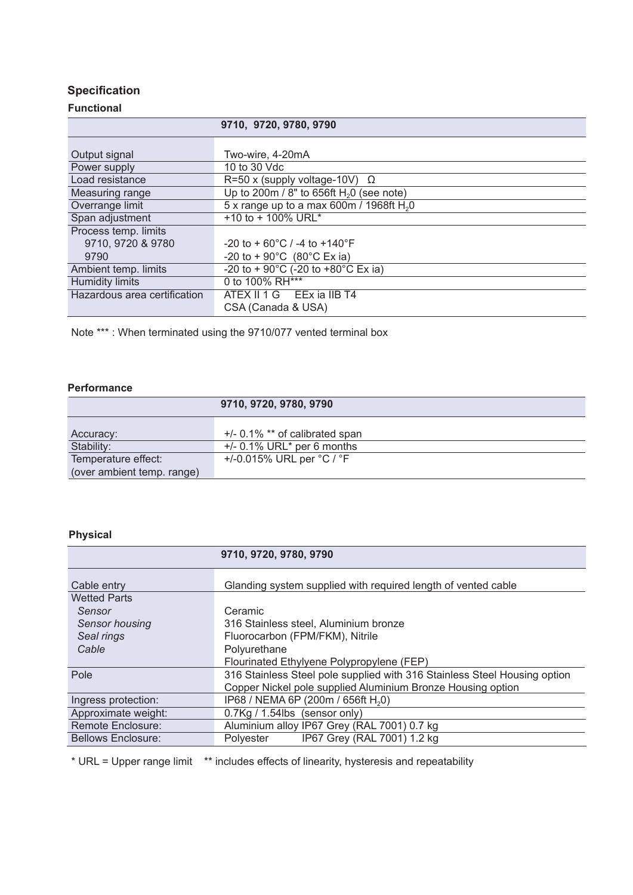## Specification

### Functional

| | 9710, 9720, 9780, 9790 |
|---|---|
| Output signal | Two-wire, 4-20mA |
| Power supply | 10 to 30 Vdc |
| Load resistance | R=50 x (supply voltage-10V) Ω |
| Measuring range | Up to 200m / 8" to 656ft $H_2O$ (see note) |
| Overrange limit | 5 x range up to a max 600m / 1968ft $H_2O$ |
| Span adjustment | +10 to + 100% URL* |
| Process temp. limits<br>9710, 9720 & 9780<br>9790 | <br>-20 to + 60°C / -4 to +140°F<br>-20 to + 90°C (80°C Ex ia) |
| Ambient temp. limits | -20 to + 90°C (-20 to +80°C Ex ia) |
| Humidity limits | 0 to 100% RH*** |
| Hazardous area certification | ATEX II 1 G EEx ia IIB T4<br>CSA (Canada & USA) |

Note *** : When terminated using the 9710/077 vented terminal box

### Performance

| | 9710, 9720, 9780, 9790 |
|---|---|
| Accuracy: | +/- 0.1% ** of calibrated span |
| Stability: | +/- 0.1% URL* per 6 months |
| Temperature effect:<br>(over ambient temp. range) | +/-0.015% URL per °C / °F |

### Physical

| | 9710, 9720, 9780, 9790 |
|---|---|
| Cable entry | Glanding system supplied with required length of vented cable |
| Wetted Parts<br>*Sensor*<br>*Sensor housing*<br>*Seal rings*<br>*Cable* | <br>Ceramic<br>316 Stainless steel, Aluminium bronze<br>Fluorocarbon (FPM/FKM), Nitrile<br>Polyurethane<br>Flourinated Ethylene Polypropylene (FEP) |
| Pole | 316 Stainless Steel pole supplied with 316 Stainless Steel Housing option<br>Copper Nickel pole supplied Aluminium Bronze Housing option |
| Ingress protection: | IP68 / NEMA 6P (200m / 656ft $H_2O$) |
| Approximate weight: | 0.7Kg / 1.54lbs (sensor only) |
| Remote Enclosure: | Aluminium alloy IP67 Grey (RAL 7001) 0.7 kg |
| Bellows Enclosure: | Polyester IP67 Grey (RAL 7001) 1.2 kg |

* URL = Upper range limit ** includes effects of linearity, hysteresis and repeatability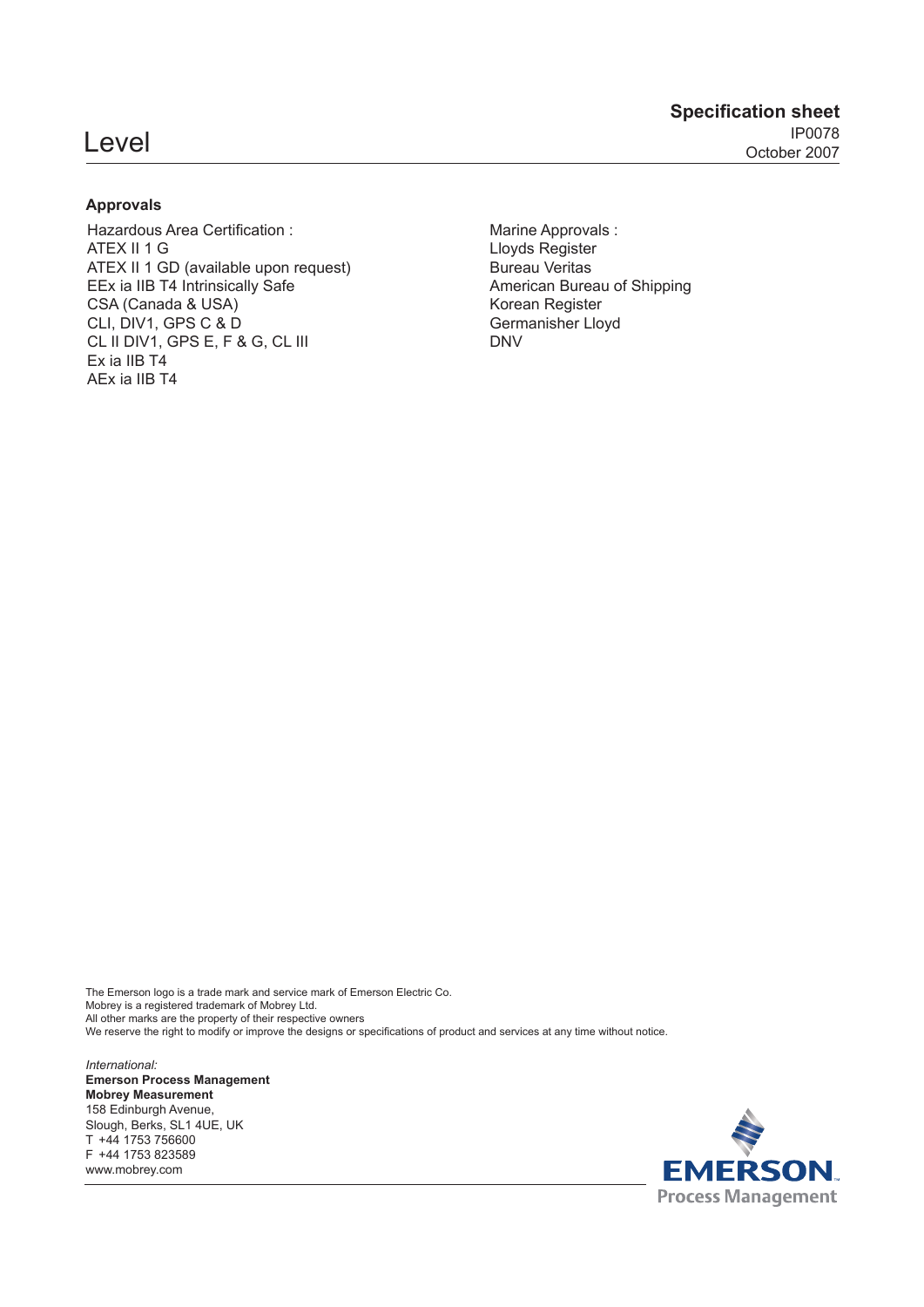## Approvals

Hazardous Area Certification :
ATEX II 1 G
ATEX II 1 GD (available upon request)
EEx ia IIB T4 Intrinsically Safe
CSA (Canada & USA)
CLI, DIV1, GPS C & D
CL II DIV1, GPS E, F & G, CL III
Ex ia IIB T4
AEx ia IIB T4

Marine Approvals :
Lloyds Register
Bureau Veritas
American Bureau of Shipping
Korean Register
Germanisher Lloyd
DNV

The Emerson logo is a trade mark and service mark of Emerson Electric Co.
Mobrey is a registered trademark of Mobrey Ltd.
All other marks are the property of their respective owners
We reserve the right to modify or improve the designs or specifications of product and services at any time without notice.

*International:*
**Emerson Process Management**
**Mobrey Measurement**
158 Edinburgh Avenue,
Slough, Berks, SL1 4UE, UK
T +44 1753 756600
F +44 1753 823589
www.mobrey.com

EMERSON Process Management